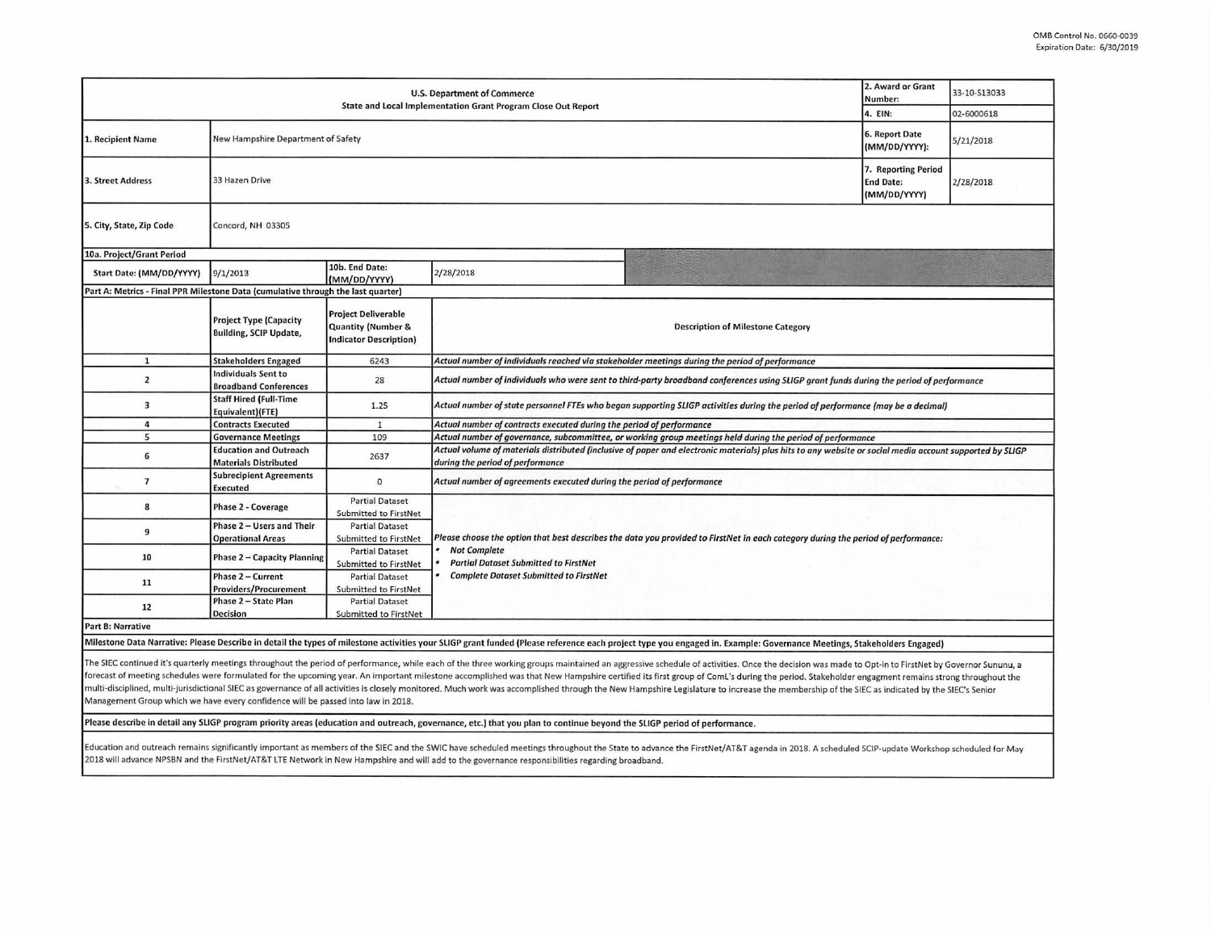OMB Control No. 0660-0039
Expiration Date: 6/30/2019

| U.S. Department of Commerce<br>State and Local Implementation Grant Program Close Out Report | | | | 2. Award or Grant Number: | 33-10-S13033 |
|---|---|---|---|---|---|
| | | | | 4. EIN: | 02-6000618 |
| 1. Recipient Name | New Hampshire Department of Safety | | | 6. Report Date (MM/DD/YYYY): | 5/21/2018 |
| 3. Street Address | 33 Hazen Drive | | | 7. Reporting Period End Date: (MM/DD/YYYY) | 2/28/2018 |
| 5. City, State, Zip Code | Concord, NH 03305 | | | | |
| 10a. Project/Grant Period | | | | | |
| Start Date: (MM/DD/YYYY) | 9/1/2013 | 10b. End Date: (MM/DD/YYYY) | 2/28/2018 | | |

**Part A: Metrics - Final PPR Milestone Data (cumulative through the last quarter)**

| | Project Type (Capacity Building, SCIP Update, | Project Deliverable Quantity (Number & Indicator Description) | Description of Milestone Category |
|---|---|---|---|
| 1 | Stakeholders Engaged | 6243 | *Actual number of individuals reached via stakeholder meetings during the period of performance* |
| 2 | Individuals Sent to Broadband Conferences | 28 | *Actual number of individuals who were sent to third-party broadband conferences using SLIGP grant funds during the period of performance* |
| 3 | Staff Hired (Full-Time Equivalent)(FTE) | 1.25 | *Actual number of state personnel FTEs who began supporting SLIGP activities during the period of performance (may be a decimal)* |
| 4 | Contracts Executed | 1 | *Actual number of contracts executed during the period of performance* |
| 5 | Governance Meetings | 109 | *Actual number of governance, subcommittee, or working group meetings held during the period of performance* |
| 6 | Education and Outreach Materials Distributed | 2637 | *Actual volume of materials distributed (inclusive of paper and electronic materials) plus hits to any website or social media account supported by SLIGP during the period of performance* |
| 7 | Subrecipient Agreements Executed | 0 | *Actual number of agreements executed during the period of performance* |
| 8 | Phase 2 - Coverage | Partial Dataset Submitted to FirstNet | *Please choose the option that best describes the data you provided to FirstNet in each category during the period of performance:*<br>• *Not Complete*<br>• *Partial Dataset Submitted to FirstNet*<br>• *Complete Dataset Submitted to FirstNet* |
| 9 | Phase 2 – Users and Their Operational Areas | Partial Dataset Submitted to FirstNet | |
| 10 | Phase 2 – Capacity Planning | Partial Dataset Submitted to FirstNet | |
| 11 | Phase 2 – Current Providers/Procurement | Partial Dataset Submitted to FirstNet | |
| 12 | Phase 2 – State Plan Decision | Partial Dataset Submitted to FirstNet | |

**Part B: Narrative**

**Milestone Data Narrative: Please Describe in detail the types of milestone activities your SLIGP grant funded (Please reference each project type you engaged in. Example: Governance Meetings, Stakeholders Engaged)**

The SIEC continued it's quarterly meetings throughout the period of performance, while each of the three working groups maintained an aggressive schedule of activities. Once the decision was made to Opt-in to FirstNet by Governor Sununu, a forecast of meeting schedules were formulated for the upcoming year. An important milestone accomplished was that New Hampshire certified its first group of ComL's during the period. Stakeholder engagment remains strong throughout the multi-disciplined, multi-jurisdictional SIEC as governance of all activities is closely monitored. Much work was accomplished through the New Hampshire Legislature to increase the membership of the SIEC as indicated by the SIEC's Senior Management Group which we have every confidence will be passed into law in 2018.

**Please describe in detail any SLIGP program priority areas (education and outreach, governance, etc.) that you plan to continue beyond the SLIGP period of performance.**

Education and outreach remains significantly important as members of the SIEC and the SWIC have scheduled meetings throughout the State to advance the FirstNet/AT&T agenda in 2018. A scheduled SCIP-update Workshop scheduled for May 2018 will advance NPSBN and the FirstNet/AT&T LTE Network in New Hampshire and will add to the governance responsibilities regarding broadband.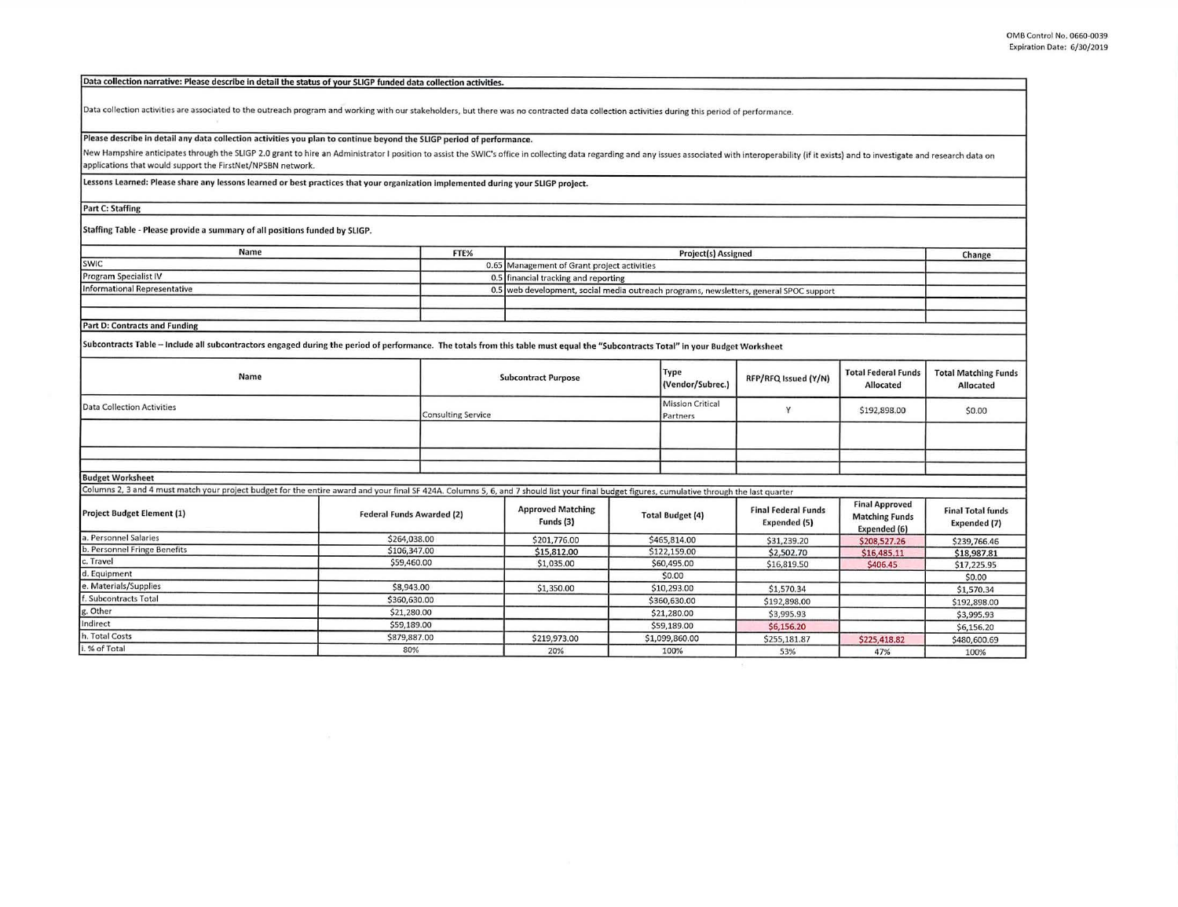OMB Control No. 0660-0039
Expiration Date: 6/30/2019

**Data collection narrative: Please describe in detail the status of your SLIGP funded data collection activities.**

Data collection activities are associated to the outreach program and working with our stakeholders, but there was no contracted data collection activities during this period of performance.

**Please describe in detail any data collection activities you plan to continue beyond the SLIGP period of performance.**

New Hampshire anticipates through the SLIGP 2.0 grant to hire an Administrator I position to assist the SWIC's office in collecting data regarding and any issues associated with interoperability (if it exists) and to investigate and research data on applications that would support the FirstNet/NPSBN network.

**Lessons Learned: Please share any lessons learned or best practices that your organization implemented during your SLIGP project.**

**Part C: Staffing**

**Staffing Table - Please provide a summary of all positions funded by SLIGP.**

| Name | FTE% | Project(s) Assigned | Change |
|---|---|---|---|
| SWIC | 0.65 | Management of Grant project activities | |
| Program Specialist IV | 0.5 | financial tracking and reporting | |
| Informational Representative | 0.5 | web development, social media outreach programs, newsletters, general SPOC support | |
| | | | |
| | | | |

**Part D: Contracts and Funding**

**Subcontracts Table – Include all subcontractors engaged during the period of performance. The totals from this table must equal the "Subcontracts Total" in your Budget Worksheet**

| Name | Subcontract Purpose | Type (Vendor/Subrec.) | RFP/RFQ Issued (Y/N) | Total Federal Funds Allocated | Total Matching Funds Allocated |
|---|---|---|---|---|---|
| Data Collection Activities | Consulting Service | Mission Critical Partners | Y | $192,898.00 | $0.00 |
| | | | | | |
| | | | | | |
| | | | | | |

**Budget Worksheet**

Columns 2, 3 and 4 must match your project budget for the entire award and your final SF 424A. Columns 5, 6, and 7 should list your final budget figures, cumulative through the last quarter

| Project Budget Element (1) | Federal Funds Awarded (2) | Approved Matching Funds (3) | Total Budget (4) | Final Federal Funds Expended (5) | Final Approved Matching Funds Expended (6) | Final Total funds Expended (7) |
|---|---|---|---|---|---|---|
| a. Personnel Salaries | $264,038.00 | $201,776.00 | $465,814.00 | $31,239.20 | $208,527.26 | $239,766.46 |
| b. Personnel Fringe Benefits | $106,347.00 | $15,812.00 | $122,159.00 | $2,502.70 | $16,485.11 | $18,987.81 |
| c. Travel | $59,460.00 | $1,035.00 | $60,495.00 | $16,819.50 | $406.45 | $17,225.95 |
| d. Equipment | | | $0.00 | | | $0.00 |
| e. Materials/Supplies | $8,943.00 | $1,350.00 | $10,293.00 | $1,570.34 | | $1,570.34 |
| f. Subcontracts Total | $360,630.00 | | $360,630.00 | $192,898.00 | | $192,898.00 |
| g. Other | $21,280.00 | | $21,280.00 | $3,995.93 | | $3,995.93 |
| Indirect | $59,189.00 | | $59,189.00 | $6,156.20 | | $6,156.20 |
| h. Total Costs | $879,887.00 | $219,973.00 | $1,099,860.00 | $255,181.87 | $225,418.82 | $480,600.69 |
| i. % of Total | 80% | 20% | 100% | 53% | 47% | 100% |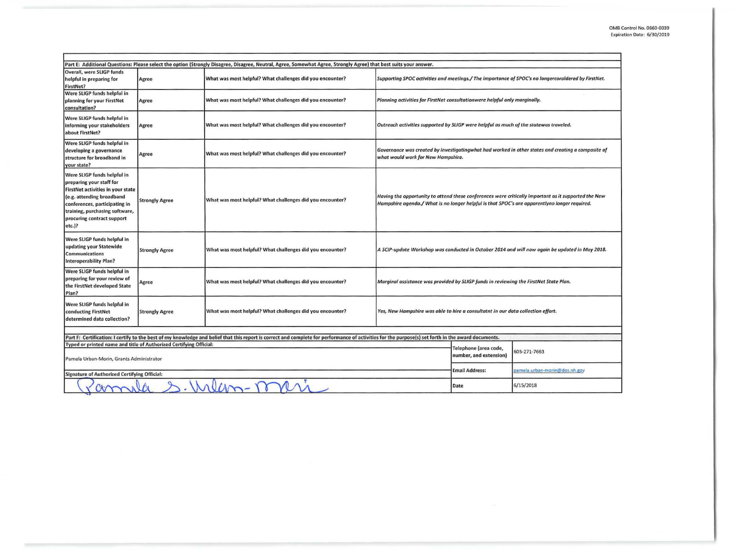OMB Control No. 0660-0039
Expiration Date: 6/30/2019

| Part E: Additional Questions: Please select the option (Strongly Disagree, Disagree, Neutral, Agree, Somewhat Agree, Strongly Agree) that best suits your answer. | | | |
|---|---|---|---|
| Overall, were SLIGP funds helpful in preparing for FirstNet? | Agree | What was most helpful? What challenges did you encounter? | *Supporting SPOC activities and meetings./ The importance of SPOC's no longerconsidered by FirstNet.* |
| Were SLIGP funds helpful in planning for your FirstNet consultation? | Agree | What was most helpful? What challenges did you encounter? | *Planning activities for FirstNet consultationwere helpful only marginally.* |
| Were SLIGP funds helpful in informing your stakeholders about FirstNet? | Agree | What was most helpful? What challenges did you encounter? | *Outreach activities supported by SLIGP were helpful as much of the statewas traveled.* |
| Were SLIGP funds helpful in developing a governance structure for broadband in your state? | Agree | What was most helpful? What challenges did you encounter? | *Governance was created by investigatingwhat had worked in other states and creating a composite of what would work for New Hampshire.* |
| Were SLIGP funds helpful in preparing your staff for FirstNet activities in your state (e.g. attending broadband conferences, participating in training, purchasing software, procuring contract support etc.)? | Strongly Agree | What was most helpful? What challenges did you encounter? | *Having the opportunity to attend these conferences were critically important as it supported the New Hampshire agenda./ What is no longer helpful is that SPOC's are apparentlyno longer required.* |
| Were SLIGP funds helpful in updating your Statewide Communications Interoperability Plan? | Strongly Agree | What was most helpful? What challenges did you encounter? | *A SCIP-update Workshop was conducted in October 2014 and will now again be updated in May 2018.* |
| Were SLIGP funds helpful in preparing for your review of the FirstNet developed State Plan? | Agree | What was most helpful? What challenges did you encounter? | *Marginal assistance was provided by SLIGP funds in reviewing the FirstNet State Plan.* |
| Were SLIGP funds helpful in conducting FirstNet determined data collection? | Strongly Agree | What was most helpful? What challenges did you encounter? | *Yes, New Hampshire was able to hire a consultatnt in our data collection effort.* |

| Part F: Certification: I certify to the best of my knowledge and belief that this report is correct and complete for performance of activities for the purpose(s) set forth in the award documents. | | |
|---|---|---|
| Typed or printed name and title of Authorized Certifying Official: Pamela Urban-Morin, Grants Administrator | Telephone (area code, number, and extension) | 603-271-7663 |
| | Email Address: | pamela.urban-morin@dos.nh.gov |
| Signature of Authorized Certifying Official: Pamela S. Urban-Morin | Date | 6/15/2018 |